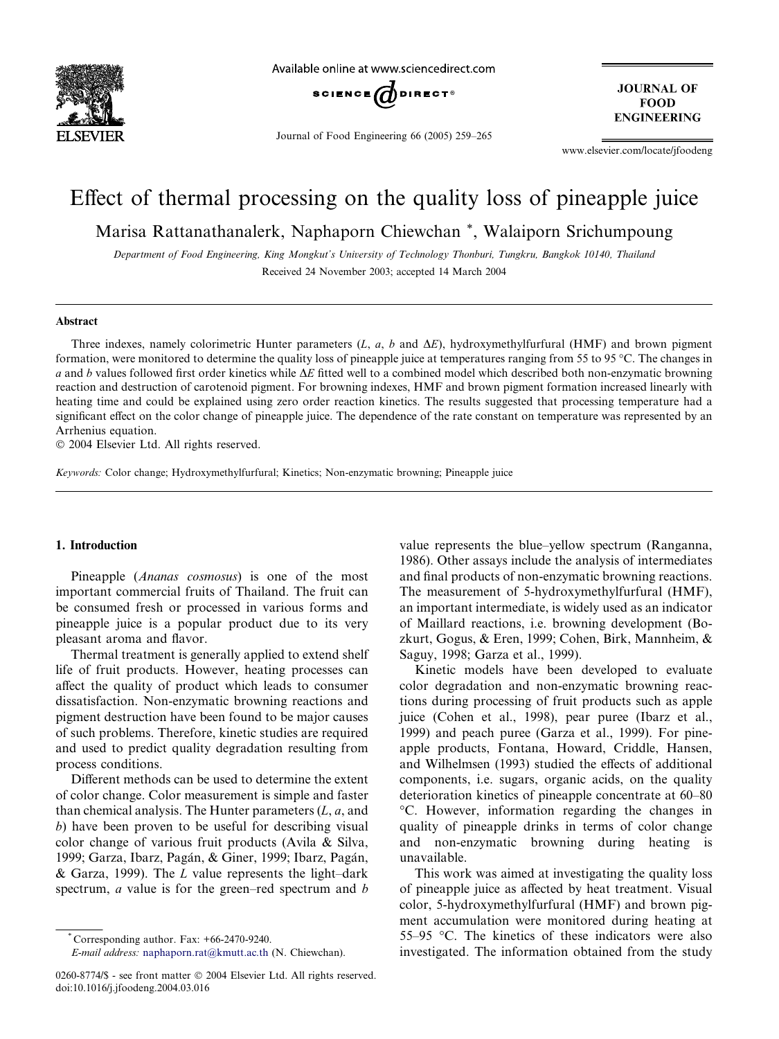# Effect of thermal processing on the quality loss of pineapple juice

Marisa Rattanathanalerk, Naphaporn Chiewchan *, Walaiporn Srichumpoung

*Department of Food Engineering, King Mongkut's University of Technology Thonburi, Tungkru, Bangkok 10140, Thailand*

Received 24 November 2003; accepted 14 March 2004

## Abstract

Three indexes, namely colorimetric Hunter parameters ($L$, $a$, $b$ and $\Delta E$), hydroxymethylfurfural (HMF) and brown pigment formation, were monitored to determine the quality loss of pineapple juice at temperatures ranging from 55 to 95 °C. The changes in $a$ and $b$ values followed first order kinetics while $\Delta E$ fitted well to a combined model which described both non-enzymatic browning reaction and destruction of carotenoid pigment. For browning indexes, HMF and brown pigment formation increased linearly with heating time and could be explained using zero order reaction kinetics. The results suggested that processing temperature had a significant effect on the color change of pineapple juice. The dependence of the rate constant on temperature was represented by an Arrhenius equation.

© 2004 Elsevier Ltd. All rights reserved.

*Keywords:* Color change; Hydroxymethylfurfural; Kinetics; Non-enzymatic browning; Pineapple juice

## 1. Introduction

Pineapple (*Ananas cosmosus*) is one of the most important commercial fruits of Thailand. The fruit can be consumed fresh or processed in various forms and pineapple juice is a popular product due to its very pleasant aroma and flavor.

Thermal treatment is generally applied to extend shelf life of fruit products. However, heating processes can affect the quality of product which leads to consumer dissatisfaction. Non-enzymatic browning reactions and pigment destruction have been found to be major causes of such problems. Therefore, kinetic studies are required and used to predict quality degradation resulting from process conditions.

Different methods can be used to determine the extent of color change. Color measurement is simple and faster than chemical analysis. The Hunter parameters ($L$, $a$, and $b$) have been proven to be useful for describing visual color change of various fruit products (Avila & Silva, 1999; Garza, Ibarz, Pagán, & Giner, 1999; Ibarz, Pagán, & Garza, 1999). The $L$ value represents the light–dark spectrum, $a$ value is for the green–red spectrum and $b$ value represents the blue–yellow spectrum (Ranganna, 1986). Other assays include the analysis of intermediates and final products of non-enzymatic browning reactions. The measurement of 5-hydroxymethylfurfural (HMF), an important intermediate, is widely used as an indicator of Maillard reactions, i.e. browning development (Bozkurt, Gogus, & Eren, 1999; Cohen, Birk, Mannheim, & Saguy, 1998; Garza et al., 1999).

Kinetic models have been developed to evaluate color degradation and non-enzymatic browning reactions during processing of fruit products such as apple juice (Cohen et al., 1998), pear puree (Ibarz et al., 1999) and peach puree (Garza et al., 1999). For pineapple products, Fontana, Howard, Criddle, Hansen, and Wilhelmsen (1993) studied the effects of additional components, i.e. sugars, organic acids, on the quality deterioration kinetics of pineapple concentrate at 60–80 °C. However, information regarding the changes in quality of pineapple drinks in terms of color change and non-enzymatic browning during heating is unavailable.

This work was aimed at investigating the quality loss of pineapple juice as affected by heat treatment. Visual color, 5-hydroxymethylfurfural (HMF) and brown pigment accumulation were monitored during heating at 55–95 °C. The kinetics of these indicators were also investigated. The information obtained from the study

* Corresponding author. Fax: +66-2470-9240.
*E-mail address:* naphaporn.rat@kmutt.ac.th (N. Chiewchan).

0260-8774/$ - see front matter © 2004 Elsevier Ltd. All rights reserved.
doi:10.1016/j.jfoodeng.2004.03.016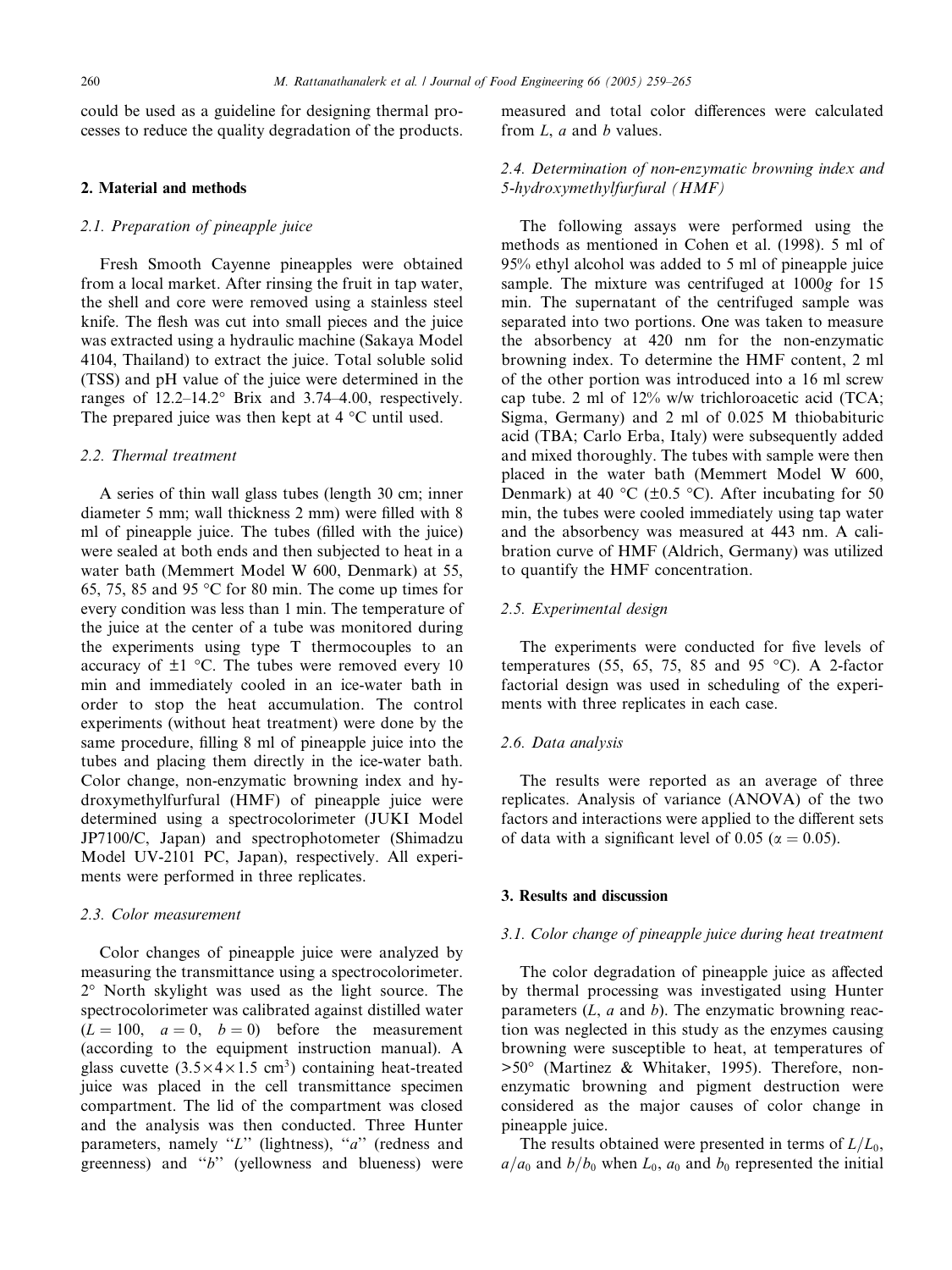could be used as a guideline for designing thermal processes to reduce the quality degradation of the products.

## 2. Material and methods

### 2.1. Preparation of pineapple juice

Fresh Smooth Cayenne pineapples were obtained from a local market. After rinsing the fruit in tap water, the shell and core were removed using a stainless steel knife. The flesh was cut into small pieces and the juice was extracted using a hydraulic machine (Sakaya Model 4104, Thailand) to extract the juice. Total soluble solid (TSS) and pH value of the juice were determined in the ranges of 12.2–14.2° Brix and 3.74–4.00, respectively. The prepared juice was then kept at 4 °C until used.

### 2.2. Thermal treatment

A series of thin wall glass tubes (length 30 cm; inner diameter 5 mm; wall thickness 2 mm) were filled with 8 ml of pineapple juice. The tubes (filled with the juice) were sealed at both ends and then subjected to heat in a water bath (Memmert Model W 600, Denmark) at 55, 65, 75, 85 and 95 °C for 80 min. The come up times for every condition was less than 1 min. The temperature of the juice at the center of a tube was monitored during the experiments using type T thermocouples to an accuracy of ±1 °C. The tubes were removed every 10 min and immediately cooled in an ice-water bath in order to stop the heat accumulation. The control experiments (without heat treatment) were done by the same procedure, filling 8 ml of pineapple juice into the tubes and placing them directly in the ice-water bath. Color change, non-enzymatic browning index and hydroxymethylfurfural (HMF) of pineapple juice were determined using a spectrocolorimeter (JUKI Model JP7100/C, Japan) and spectrophotometer (Shimadzu Model UV-2101 PC, Japan), respectively. All experiments were performed in three replicates.

### 2.3. Color measurement

Color changes of pineapple juice were analyzed by measuring the transmittance using a spectrocolorimeter. 2° North skylight was used as the light source. The spectrocolorimeter was calibrated against distilled water ($L = 100$, $a = 0$, $b = 0$) before the measurement (according to the equipment instruction manual). A glass cuvette ($3.5 \times 4 \times 1.5$ cm$^3$) containing heat-treated juice was placed in the cell transmittance specimen compartment. The lid of the compartment was closed and the analysis was then conducted. Three Hunter parameters, namely "$L$" (lightness), "$a$" (redness and greenness) and "$b$" (yellowness and blueness) were measured and total color differences were calculated from $L$, $a$ and $b$ values.

### 2.4. Determination of non-enzymatic browning index and 5-hydroxymethylfurfural (HMF)

The following assays were performed using the methods as mentioned in Cohen et al. (1998). 5 ml of 95% ethyl alcohol was added to 5 ml of pineapple juice sample. The mixture was centrifuged at 1000*g* for 15 min. The supernatant of the centrifuged sample was separated into two portions. One was taken to measure the absorbency at 420 nm for the non-enzymatic browning index. To determine the HMF content, 2 ml of the other portion was introduced into a 16 ml screw cap tube. 2 ml of 12% w/w trichloroacetic acid (TCA; Sigma, Germany) and 2 ml of 0.025 M thiobabituric acid (TBA; Carlo Erba, Italy) were subsequently added and mixed thoroughly. The tubes with sample were then placed in the water bath (Memmert Model W 600, Denmark) at 40 °C (±0.5 °C). After incubating for 50 min, the tubes were cooled immediately using tap water and the absorbency was measured at 443 nm. A calibration curve of HMF (Aldrich, Germany) was utilized to quantify the HMF concentration.

### 2.5. Experimental design

The experiments were conducted for five levels of temperatures (55, 65, 75, 85 and 95 °C). A 2-factor factorial design was used in scheduling of the experiments with three replicates in each case.

### 2.6. Data analysis

The results were reported as an average of three replicates. Analysis of variance (ANOVA) of the two factors and interactions were applied to the different sets of data with a significant level of 0.05 ($\alpha = 0.05$).

## 3. Results and discussion

### 3.1. Color change of pineapple juice during heat treatment

The color degradation of pineapple juice as affected by thermal processing was investigated using Hunter parameters ($L$, $a$ and $b$). The enzymatic browning reaction was neglected in this study as the enzymes causing browning were susceptible to heat, at temperatures of >50° (Martinez & Whitaker, 1995). Therefore, non-enzymatic browning and pigment destruction were considered as the major causes of color change in pineapple juice.

The results obtained were presented in terms of $L/L_0$, $a/a_0$ and $b/b_0$ when $L_0$, $a_0$ and $b_0$ represented the initial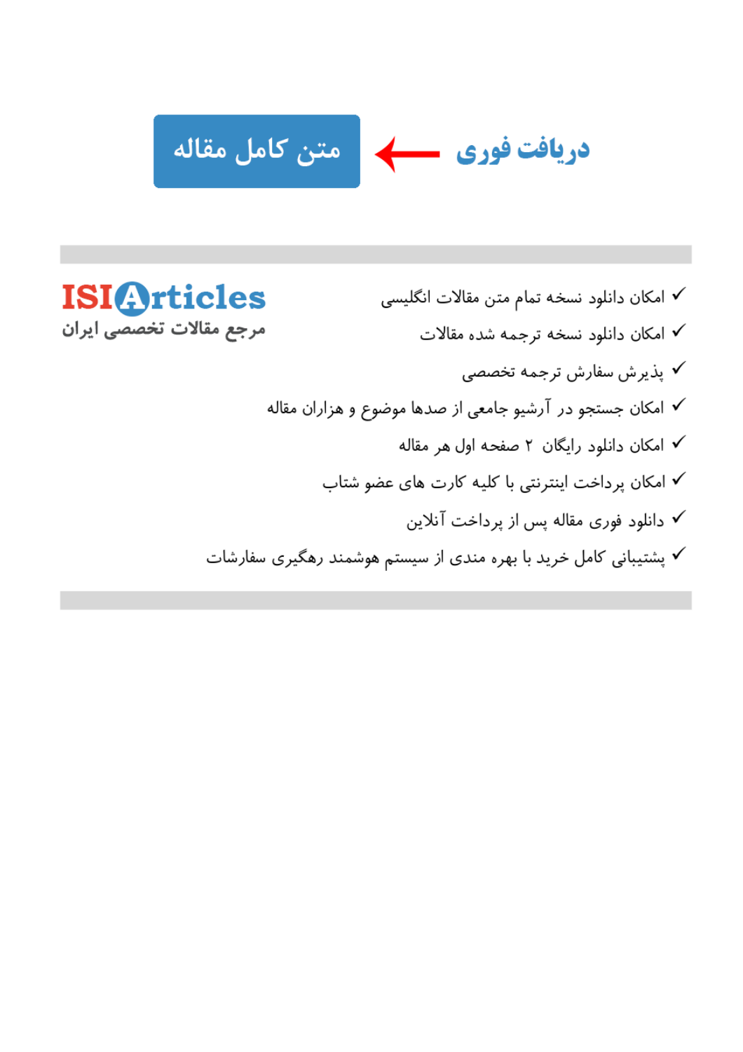دریافت فوری ← **متن کامل مقاله**

**ISIArticles**
مرجع مقالات تخصصی ایران

- ✓ امکان دانلود نسخه تمام متن مقالات انگلیسی
- ✓ امکان دانلود نسخه ترجمه شده مقالات
- ✓ پذیرش سفارش ترجمه تخصصی
- ✓ امکان جستجو در آرشیو جامعی از صدها موضوع و هزاران مقاله
- ✓ امکان دانلود رایگان ۲ صفحه اول هر مقاله
- ✓ امکان پرداخت اینترنتی با کلیه کارت های عضو شتاب
- ✓ دانلود فوری مقاله پس از پرداخت آنلاین
- ✓ پشتیبانی کامل خرید با بهره مندی از سیستم هوشمند رهگیری سفارشات